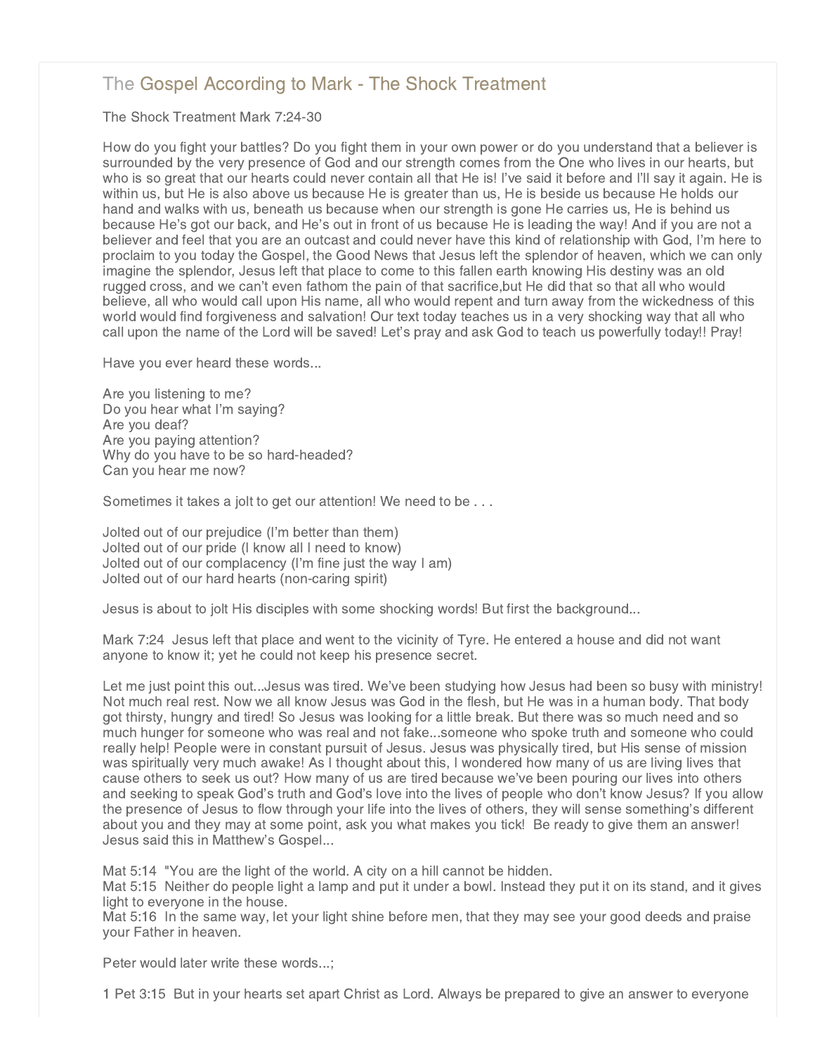# The Gospel According to Mark - The Shock Treatment

The Shock Treatment Mark 7:24-30

How do you fight your battles? Do you fight them in your own power or do you understand that a believer is surrounded by the very presence of God and our strength comes from the One who lives in our hearts, but who is so great that our hearts could never contain all that He is! I've said it before and I'll say it again. He is within us, but He is also above us because He is greater than us, He is beside us because He holds our hand and walks with us, beneath us because when our strength is gone He carries us, He is behind us because He's got our back, and He's out in front of us because He is leading the way! And if you are not a believer and feel that you are an outcast and could never have this kind of relationship with God, I'm here to proclaim to you today the Gospel, the Good News that Jesus left the splendor of heaven, which we can only imagine the splendor, Jesus left that place to come to this fallen earth knowing His destiny was an old rugged cross, and we can't even fathom the pain of that sacrifice,but He did that so that all who would believe, all who would call upon His name, all who would repent and turn away from the wickedness of this world would find forgiveness and salvation! Our text today teaches us in a very shocking way that all who call upon the name of the Lord will be saved! Let's pray and ask God to teach us powerfully today!! Pray!

Have you ever heard these words...

Are you listening to me?
Do you hear what I'm saying?
Are you deaf?
Are you paying attention?
Why do you have to be so hard-headed?
Can you hear me now?

Sometimes it takes a jolt to get our attention! We need to be . . .

Jolted out of our prejudice (I'm better than them)
Jolted out of our pride (I know all I need to know)
Jolted out of our complacency (I'm fine just the way I am)
Jolted out of our hard hearts (non-caring spirit)

Jesus is about to jolt His disciples with some shocking words! But first the background...

Mark 7:24 Jesus left that place and went to the vicinity of Tyre. He entered a house and did not want anyone to know it; yet he could not keep his presence secret.

Let me just point this out...Jesus was tired. We've been studying how Jesus had been so busy with ministry! Not much real rest. Now we all know Jesus was God in the flesh, but He was in a human body. That body got thirsty, hungry and tired! So Jesus was looking for a little break. But there was so much need and so much hunger for someone who was real and not fake...someone who spoke truth and someone who could really help! People were in constant pursuit of Jesus. Jesus was physically tired, but His sense of mission was spiritually very much awake! As I thought about this, I wondered how many of us are living lives that cause others to seek us out? How many of us are tired because we've been pouring our lives into others and seeking to speak God's truth and God's love into the lives of people who don't know Jesus? If you allow the presence of Jesus to flow through your life into the lives of others, they will sense something's different about you and they may at some point, ask you what makes you tick! Be ready to give them an answer! Jesus said this in Matthew's Gospel...

Mat 5:14 "You are the light of the world. A city on a hill cannot be hidden.
Mat 5:15 Neither do people light a lamp and put it under a bowl. Instead they put it on its stand, and it gives light to everyone in the house.
Mat 5:16 In the same way, let your light shine before men, that they may see your good deeds and praise your Father in heaven.

Peter would later write these words...;

1 Pet 3:15 But in your hearts set apart Christ as Lord. Always be prepared to give an answer to everyone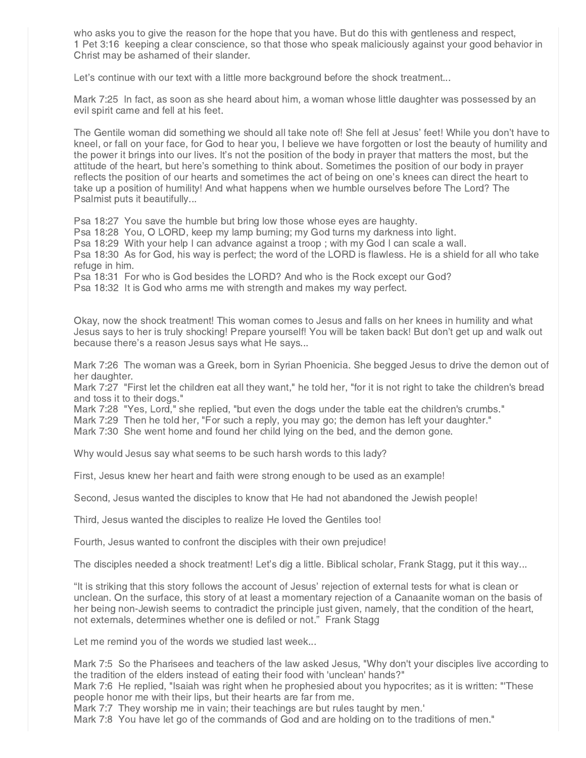who asks you to give the reason for the hope that you have. But do this with gentleness and respect,
1 Pet 3:16 keeping a clear conscience, so that those who speak maliciously against your good behavior in Christ may be ashamed of their slander.

Let's continue with our text with a little more background before the shock treatment...

Mark 7:25 In fact, as soon as she heard about him, a woman whose little daughter was possessed by an evil spirit came and fell at his feet.

The Gentile woman did something we should all take note of! She fell at Jesus' feet! While you don't have to kneel, or fall on your face, for God to hear you, I believe we have forgotten or lost the beauty of humility and the power it brings into our lives. It's not the position of the body in prayer that matters the most, but the attitude of the heart, but here's something to think about. Sometimes the position of our body in prayer reflects the position of our hearts and sometimes the act of being on one's knees can direct the heart to take up a position of humility! And what happens when we humble ourselves before The Lord? The Psalmist puts it beautifully...

Psa 18:27 You save the humble but bring low those whose eyes are haughty.
Psa 18:28 You, O LORD, keep my lamp burning; my God turns my darkness into light.
Psa 18:29 With your help I can advance against a troop ; with my God I can scale a wall.
Psa 18:30 As for God, his way is perfect; the word of the LORD is flawless. He is a shield for all who take refuge in him.
Psa 18:31 For who is God besides the LORD? And who is the Rock except our God?
Psa 18:32 It is God who arms me with strength and makes my way perfect.

Okay, now the shock treatment! This woman comes to Jesus and falls on her knees in humility and what Jesus says to her is truly shocking! Prepare yourself! You will be taken back! But don't get up and walk out because there's a reason Jesus says what He says...

Mark 7:26 The woman was a Greek, born in Syrian Phoenicia. She begged Jesus to drive the demon out of her daughter.
Mark 7:27 "First let the children eat all they want," he told her, "for it is not right to take the children's bread and toss it to their dogs."
Mark 7:28 "Yes, Lord," she replied, "but even the dogs under the table eat the children's crumbs."
Mark 7:29 Then he told her, "For such a reply, you may go; the demon has left your daughter."
Mark 7:30 She went home and found her child lying on the bed, and the demon gone.

Why would Jesus say what seems to be such harsh words to this lady?

First, Jesus knew her heart and faith were strong enough to be used as an example!

Second, Jesus wanted the disciples to know that He had not abandoned the Jewish people!

Third, Jesus wanted the disciples to realize He loved the Gentiles too!

Fourth, Jesus wanted to confront the disciples with their own prejudice!

The disciples needed a shock treatment! Let's dig a little. Biblical scholar, Frank Stagg, put it this way...

"It is striking that this story follows the account of Jesus' rejection of external tests for what is clean or unclean. On the surface, this story of at least a momentary rejection of a Canaanite woman on the basis of her being non-Jewish seems to contradict the principle just given, namely, that the condition of the heart, not externals, determines whether one is defiled or not." Frank Stagg

Let me remind you of the words we studied last week...

Mark 7:5 So the Pharisees and teachers of the law asked Jesus, "Why don't your disciples live according to the tradition of the elders instead of eating their food with 'unclean' hands?"
Mark 7:6 He replied, "Isaiah was right when he prophesied about you hypocrites; as it is written: "'These people honor me with their lips, but their hearts are far from me.
Mark 7:7 They worship me in vain; their teachings are but rules taught by men.'
Mark 7:8 You have let go of the commands of God and are holding on to the traditions of men."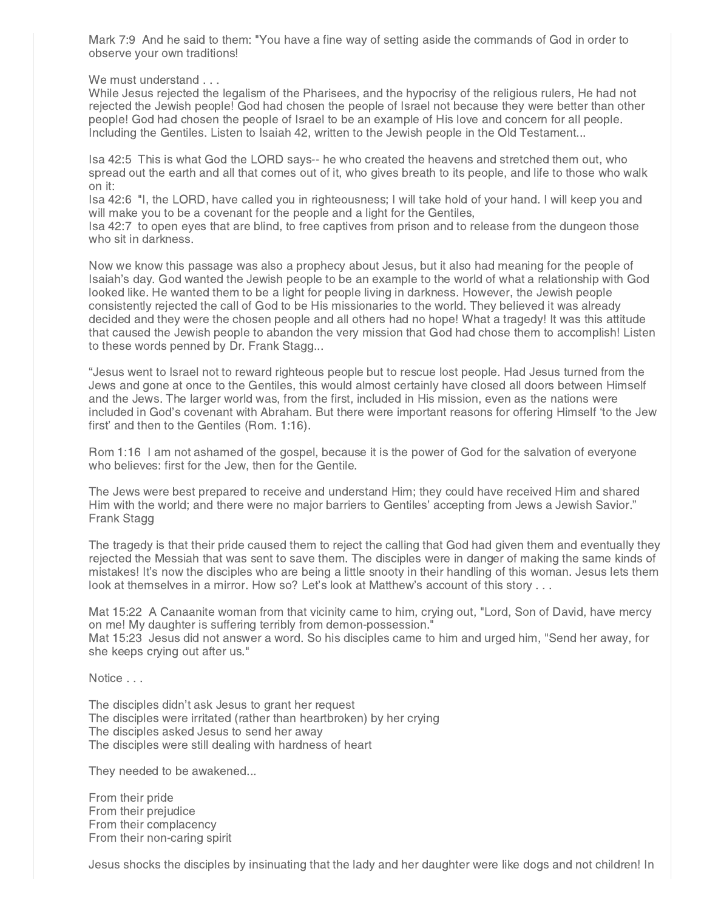Mark 7:9 And he said to them: "You have a fine way of setting aside the commands of God in order to observe your own traditions!

We must understand . . .
While Jesus rejected the legalism of the Pharisees, and the hypocrisy of the religious rulers, He had not rejected the Jewish people! God had chosen the people of Israel not because they were better than other people! God had chosen the people of Israel to be an example of His love and concern for all people. Including the Gentiles. Listen to Isaiah 42, written to the Jewish people in the Old Testament...

Isa 42:5 This is what God the LORD says-- he who created the heavens and stretched them out, who spread out the earth and all that comes out of it, who gives breath to its people, and life to those who walk on it:
Isa 42:6 "I, the LORD, have called you in righteousness; I will take hold of your hand. I will keep you and will make you to be a covenant for the people and a light for the Gentiles,
Isa 42:7 to open eyes that are blind, to free captives from prison and to release from the dungeon those who sit in darkness.

Now we know this passage was also a prophecy about Jesus, but it also had meaning for the people of Isaiah's day. God wanted the Jewish people to be an example to the world of what a relationship with God looked like. He wanted them to be a light for people living in darkness. However, the Jewish people consistently rejected the call of God to be His missionaries to the world. They believed it was already decided and they were the chosen people and all others had no hope! What a tragedy! It was this attitude that caused the Jewish people to abandon the very mission that God had chose them to accomplish! Listen to these words penned by Dr. Frank Stagg...

"Jesus went to Israel not to reward righteous people but to rescue lost people. Had Jesus turned from the Jews and gone at once to the Gentiles, this would almost certainly have closed all doors between Himself and the Jews. The larger world was, from the first, included in His mission, even as the nations were included in God's covenant with Abraham. But there were important reasons for offering Himself 'to the Jew first' and then to the Gentiles (Rom. 1:16).

Rom 1:16 I am not ashamed of the gospel, because it is the power of God for the salvation of everyone who believes: first for the Jew, then for the Gentile.

The Jews were best prepared to receive and understand Him; they could have received Him and shared Him with the world; and there were no major barriers to Gentiles' accepting from Jews a Jewish Savior."
Frank Stagg

The tragedy is that their pride caused them to reject the calling that God had given them and eventually they rejected the Messiah that was sent to save them. The disciples were in danger of making the same kinds of mistakes! It's now the disciples who are being a little snooty in their handling of this woman. Jesus lets them look at themselves in a mirror. How so? Let's look at Matthew's account of this story . . .

Mat 15:22 A Canaanite woman from that vicinity came to him, crying out, "Lord, Son of David, have mercy on me! My daughter is suffering terribly from demon-possession."
Mat 15:23 Jesus did not answer a word. So his disciples came to him and urged him, "Send her away, for she keeps crying out after us."

Notice . . .

The disciples didn't ask Jesus to grant her request
The disciples were irritated (rather than heartbroken) by her crying
The disciples asked Jesus to send her away
The disciples were still dealing with hardness of heart

They needed to be awakened...

From their pride
From their prejudice
From their complacency
From their non-caring spirit

Jesus shocks the disciples by insinuating that the lady and her daughter were like dogs and not children! In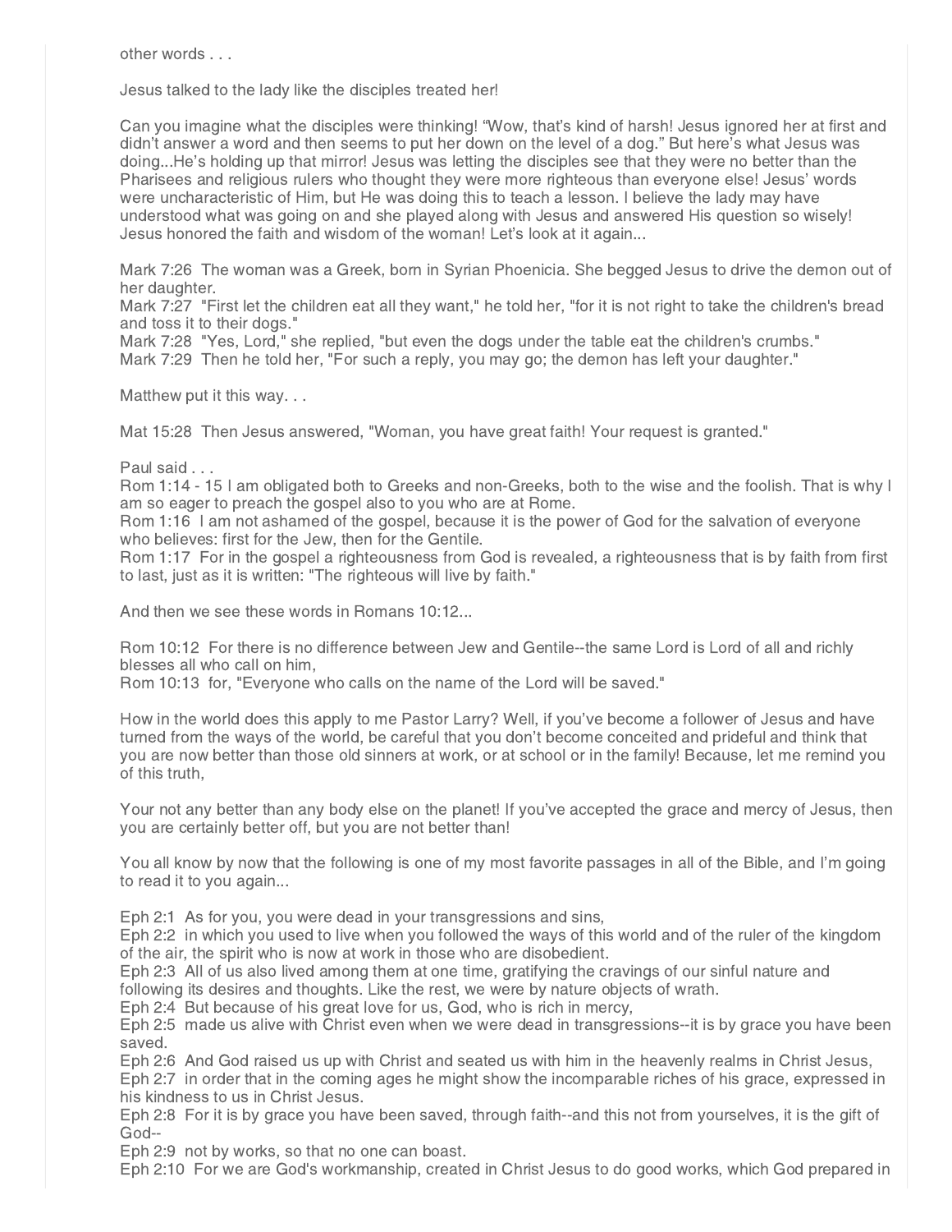other words . . .

Jesus talked to the lady like the disciples treated her!

Can you imagine what the disciples were thinking! “Wow, that’s kind of harsh! Jesus ignored her at first and didn’t answer a word and then seems to put her down on the level of a dog.” But here’s what Jesus was doing...He’s holding up that mirror! Jesus was letting the disciples see that they were no better than the Pharisees and religious rulers who thought they were more righteous than everyone else! Jesus’ words were uncharacteristic of Him, but He was doing this to teach a lesson. I believe the lady may have understood what was going on and she played along with Jesus and answered His question so wisely! Jesus honored the faith and wisdom of the woman! Let’s look at it again...

Mark 7:26 The woman was a Greek, born in Syrian Phoenicia. She begged Jesus to drive the demon out of her daughter.
Mark 7:27 "First let the children eat all they want," he told her, "for it is not right to take the children's bread and toss it to their dogs."
Mark 7:28 "Yes, Lord," she replied, "but even the dogs under the table eat the children's crumbs."
Mark 7:29 Then he told her, "For such a reply, you may go; the demon has left your daughter."

Matthew put it this way. . .

Mat 15:28 Then Jesus answered, "Woman, you have great faith! Your request is granted."

Paul said . . .
Rom 1:14 - 15 I am obligated both to Greeks and non-Greeks, both to the wise and the foolish. That is why I am so eager to preach the gospel also to you who are at Rome.
Rom 1:16 I am not ashamed of the gospel, because it is the power of God for the salvation of everyone who believes: first for the Jew, then for the Gentile.
Rom 1:17 For in the gospel a righteousness from God is revealed, a righteousness that is by faith from first to last, just as it is written: "The righteous will live by faith."

And then we see these words in Romans 10:12...

Rom 10:12 For there is no difference between Jew and Gentile--the same Lord is Lord of all and richly blesses all who call on him,
Rom 10:13 for, "Everyone who calls on the name of the Lord will be saved."

How in the world does this apply to me Pastor Larry? Well, if you’ve become a follower of Jesus and have turned from the ways of the world, be careful that you don’t become conceited and prideful and think that you are now better than those old sinners at work, or at school or in the family! Because, let me remind you of this truth,

Your not any better than any body else on the planet! If you’ve accepted the grace and mercy of Jesus, then you are certainly better off, but you are not better than!

You all know by now that the following is one of my most favorite passages in all of the Bible, and I’m going to read it to you again...

Eph 2:1 As for you, you were dead in your transgressions and sins,
Eph 2:2 in which you used to live when you followed the ways of this world and of the ruler of the kingdom of the air, the spirit who is now at work in those who are disobedient.
Eph 2:3 All of us also lived among them at one time, gratifying the cravings of our sinful nature and following its desires and thoughts. Like the rest, we were by nature objects of wrath.
Eph 2:4 But because of his great love for us, God, who is rich in mercy,
Eph 2:5 made us alive with Christ even when we were dead in transgressions--it is by grace you have been saved.
Eph 2:6 And God raised us up with Christ and seated us with him in the heavenly realms in Christ Jesus,
Eph 2:7 in order that in the coming ages he might show the incomparable riches of his grace, expressed in his kindness to us in Christ Jesus.
Eph 2:8 For it is by grace you have been saved, through faith--and this not from yourselves, it is the gift of God--
Eph 2:9 not by works, so that no one can boast.
Eph 2:10 For we are God's workmanship, created in Christ Jesus to do good works, which God prepared in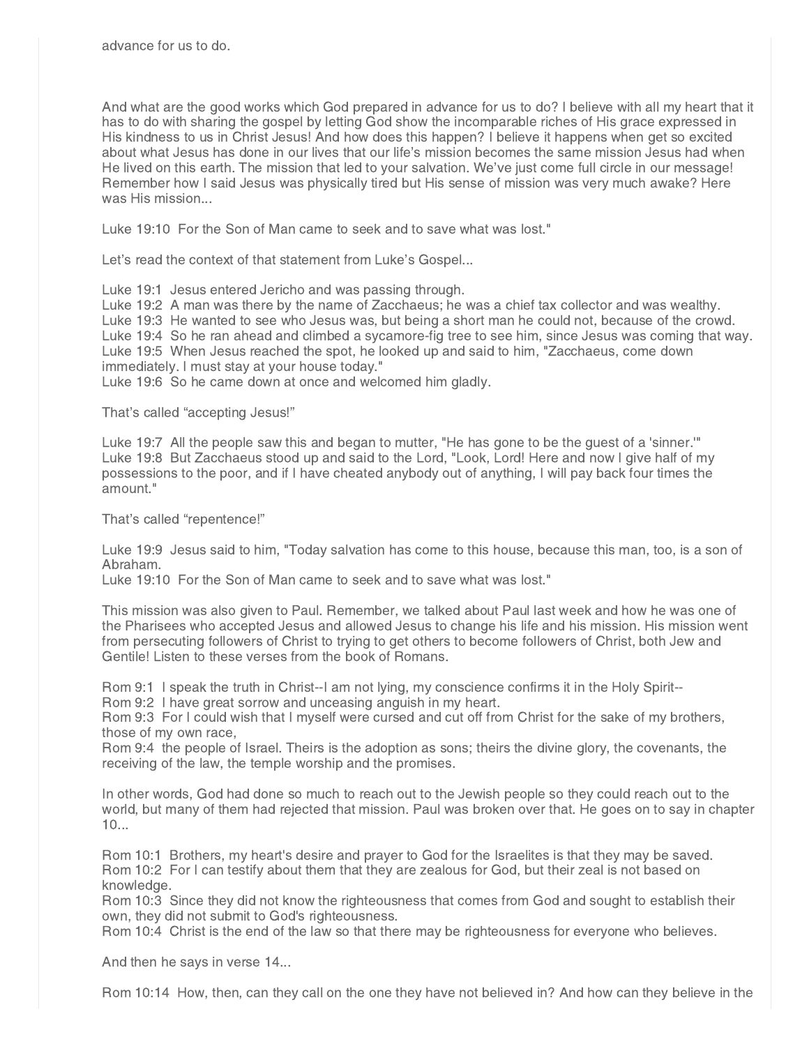advance for us to do.

And what are the good works which God prepared in advance for us to do? I believe with all my heart that it has to do with sharing the gospel by letting God show the incomparable riches of His grace expressed in His kindness to us in Christ Jesus! And how does this happen? I believe it happens when get so excited about what Jesus has done in our lives that our life's mission becomes the same mission Jesus had when He lived on this earth. The mission that led to your salvation. We've just come full circle in our message! Remember how I said Jesus was physically tired but His sense of mission was very much awake? Here was His mission...

Luke 19:10 For the Son of Man came to seek and to save what was lost."

Let's read the context of that statement from Luke's Gospel...

Luke 19:1 Jesus entered Jericho and was passing through.
Luke 19:2 A man was there by the name of Zacchaeus; he was a chief tax collector and was wealthy.
Luke 19:3 He wanted to see who Jesus was, but being a short man he could not, because of the crowd.
Luke 19:4 So he ran ahead and climbed a sycamore-fig tree to see him, since Jesus was coming that way.
Luke 19:5 When Jesus reached the spot, he looked up and said to him, "Zacchaeus, come down immediately. I must stay at your house today."
Luke 19:6 So he came down at once and welcomed him gladly.

That's called "accepting Jesus!"

Luke 19:7 All the people saw this and began to mutter, "He has gone to be the guest of a 'sinner.'"
Luke 19:8 But Zacchaeus stood up and said to the Lord, "Look, Lord! Here and now I give half of my possessions to the poor, and if I have cheated anybody out of anything, I will pay back four times the amount."

That's called "repentence!"

Luke 19:9 Jesus said to him, "Today salvation has come to this house, because this man, too, is a son of Abraham.
Luke 19:10 For the Son of Man came to seek and to save what was lost."

This mission was also given to Paul. Remember, we talked about Paul last week and how he was one of the Pharisees who accepted Jesus and allowed Jesus to change his life and his mission. His mission went from persecuting followers of Christ to trying to get others to become followers of Christ, both Jew and Gentile! Listen to these verses from the book of Romans.

Rom 9:1 I speak the truth in Christ--I am not lying, my conscience confirms it in the Holy Spirit--
Rom 9:2 I have great sorrow and unceasing anguish in my heart.
Rom 9:3 For I could wish that I myself were cursed and cut off from Christ for the sake of my brothers, those of my own race,
Rom 9:4 the people of Israel. Theirs is the adoption as sons; theirs the divine glory, the covenants, the receiving of the law, the temple worship and the promises.

In other words, God had done so much to reach out to the Jewish people so they could reach out to the world, but many of them had rejected that mission. Paul was broken over that. He goes on to say in chapter 10...

Rom 10:1 Brothers, my heart's desire and prayer to God for the Israelites is that they may be saved.
Rom 10:2 For I can testify about them that they are zealous for God, but their zeal is not based on knowledge.
Rom 10:3 Since they did not know the righteousness that comes from God and sought to establish their own, they did not submit to God's righteousness.
Rom 10:4 Christ is the end of the law so that there may be righteousness for everyone who believes.

And then he says in verse 14...

Rom 10:14 How, then, can they call on the one they have not believed in? And how can they believe in the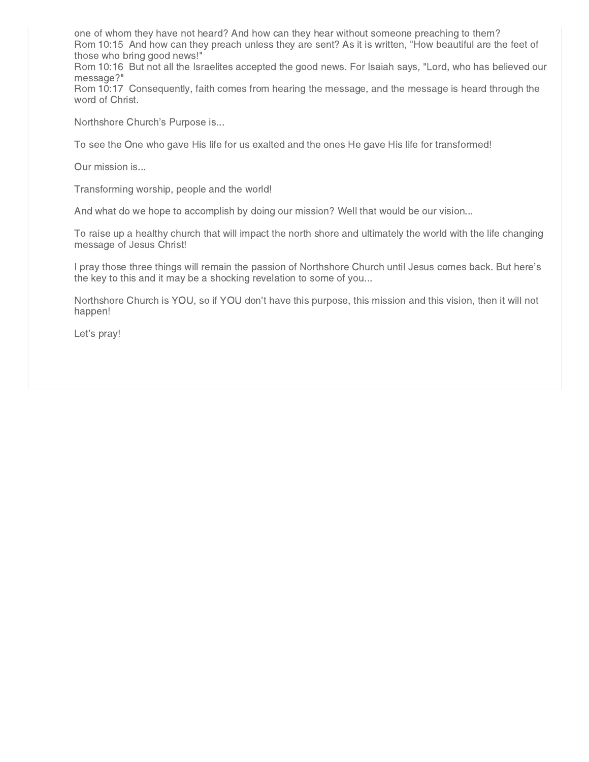one of whom they have not heard? And how can they hear without someone preaching to them?
Rom 10:15  And how can they preach unless they are sent? As it is written, "How beautiful are the feet of those who bring good news!"
Rom 10:16  But not all the Israelites accepted the good news. For Isaiah says, "Lord, who has believed our message?"
Rom 10:17  Consequently, faith comes from hearing the message, and the message is heard through the word of Christ.

Northshore Church's Purpose is...

To see the One who gave His life for us exalted and the ones He gave His life for transformed!

Our mission is...

Transforming worship, people and the world!

And what do we hope to accomplish by doing our mission? Well that would be our vision...

To raise up a healthy church that will impact the north shore and ultimately the world with the life changing message of Jesus Christ!

I pray those three things will remain the passion of Northshore Church until Jesus comes back. But here's the key to this and it may be a shocking revelation to some of you...

Northshore Church is YOU, so if YOU don't have this purpose, this mission and this vision, then it will not happen!

Let's pray!